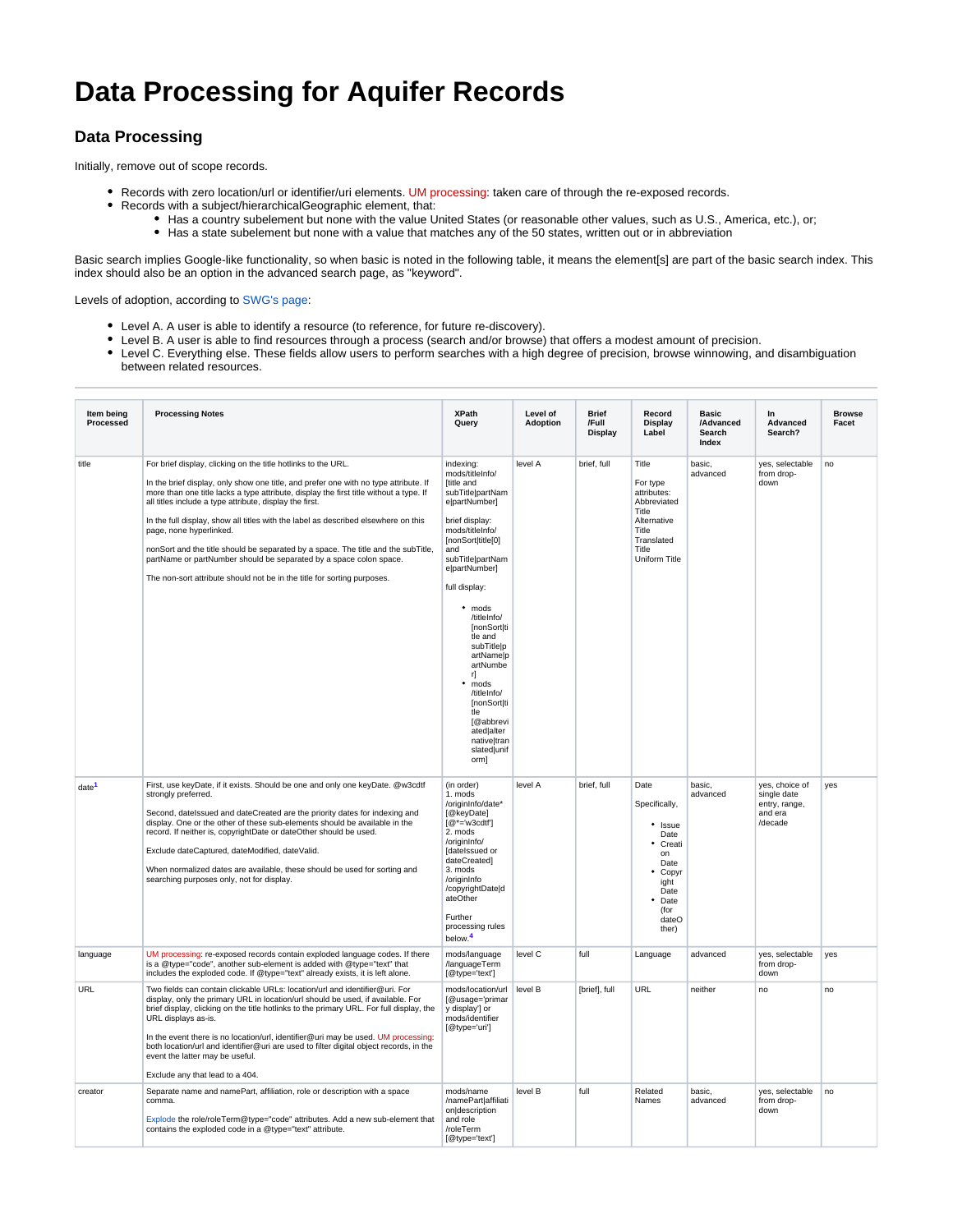# Data Processing for Aquifer Records

## Data Processing

Initially, remove out of scope records.

- Records with zero location/url or identifier/uri elements. UM processing: taken care of through the re-exposed records.
- Records with a subject/hierarchicalGeographic element, that:
  - Has a country subelement but none with the value United States (or reasonable other values, such as U.S., America, etc.), or;
  - Has a state subelement but none with a value that matches any of the 50 states, written out or in abbreviation

Basic search implies Google-like functionality, so when basic is noted in the following table, it means the element[s] are part of the basic search index. This index should also be an option in the advanced search page, as "keyword".

Levels of adoption, according to SWG's page:

- Level A. A user is able to identify a resource (to reference, for future re-discovery).
- Level B. A user is able to find resources through a process (search and/or browse) that offers a modest amount of precision.
- Level C. Everything else. These fields allow users to perform searches with a high degree of precision, browse winnowing, and disambiguation between related resources.

| Item being Processed | Processing Notes | XPath Query | Level of Adoption | Brief /Full Display | Record Display Label | Basic /Advanced Search Index | In Advanced Search? | Browse Facet |
|---|---|---|---|---|---|---|---|---|
| title | For brief display, clicking on the title hotlinks to the URL.<br><br>In the brief display, only show one title, and prefer one with no type attribute. If more than one title lacks a type attribute, display the first title without a type. If all titles include a type attribute, display the first.<br><br>In the full display, show all titles with the label as described elsewhere on this page, none hyperlinked.<br><br>nonSort and the title should be separated by a space. The title and the subTitle, partName or partNumber should be separated by a space colon space.<br><br>The non-sort attribute should not be in the title for sorting purposes. | indexing: mods/titleInfo/[title and subTitle\|partName\|partNumber]<br><br>brief display: mods/titleInfo/[nonSort\|title[0] and subTitle\|partName\|partNumber]<br><br>full display:<br>• mods/titleInfo/[nonSort\|title and subTitle\|partName\|partNumber]<br>• mods/titleInfo/[nonSort\|title[@abbreviated\|alternative\|translated\|uniform] | level A | brief, full | Title<br><br>For type attributes: Abbreviated Title Alternative Title Translated Title Uniform Title | basic, advanced | yes, selectable from drop-down | no |
| date[1] | First, use keyDate, if it exists. Should be one and only one keyDate. @w3cdtf strongly preferred.<br><br>Second, dateIssued and dateCreated are the priority dates for indexing and display. One or the other of these sub-elements should be available in the record. If neither is, copyrightDate or dateOther should be used.<br><br>Exclude dateCaptured, dateModified, dateValid.<br><br>When normalized dates are available, these should be used for sorting and searching purposes only, not for display. | (in order)<br>1. mods/originInfo/date*[@keyDate][@*='w3cdtf']<br>2. mods/originInfo/[dateIssued or dateCreated]<br>3. mods/originInfo/copyrightDate\|dateOther<br><br>Further processing rules below.[4] | level A | brief, full | Date<br><br>Specifically,<br>• Issue Date<br>• Creation Date<br>• Copyright Date<br>• Date (for dateOther) | basic, advanced | yes, choice of single date entry, range, and era /decade | yes |
| language | UM processing: re-exposed records contain exploded language codes. If there is a @type="code", another sub-element is added with @type="text" that includes the exploded code. If @type="text" already exists, it is left alone. | mods/language/languageTerm[@type='text'] | level C | full | Language | advanced | yes, selectable from drop-down | yes |
| URL | Two fields can contain clickable URLs: location/url and identifier@uri. For display, only the primary URL in location/url should be used, if available. For brief display, clicking on the title hotlinks to the primary URL. For full display, the URL displays as-is.<br><br>In the event there is no location/url, identifier@uri may be used. UM processing: both location/url and identifier@uri are used to filter digital object records, in the event the latter may be useful.<br><br>Exclude any that lead to a 404. | mods/location/url[@usage='primary display'] or mods/identifier[@type='uri'] | level B | [brief], full | URL | neither | no | no |
| creator | Separate name and namePart, affiliation, role or description with a space comma.<br><br>Explode the role/roleTerm@type="code" attributes. Add a new sub-element that contains the exploded code in a @type="text" attribute. | mods/name/namePart\|affiliation\|description and role/roleTerm[@type='text'] | level B | full | Related Names | basic, advanced | yes, selectable from drop-down | no |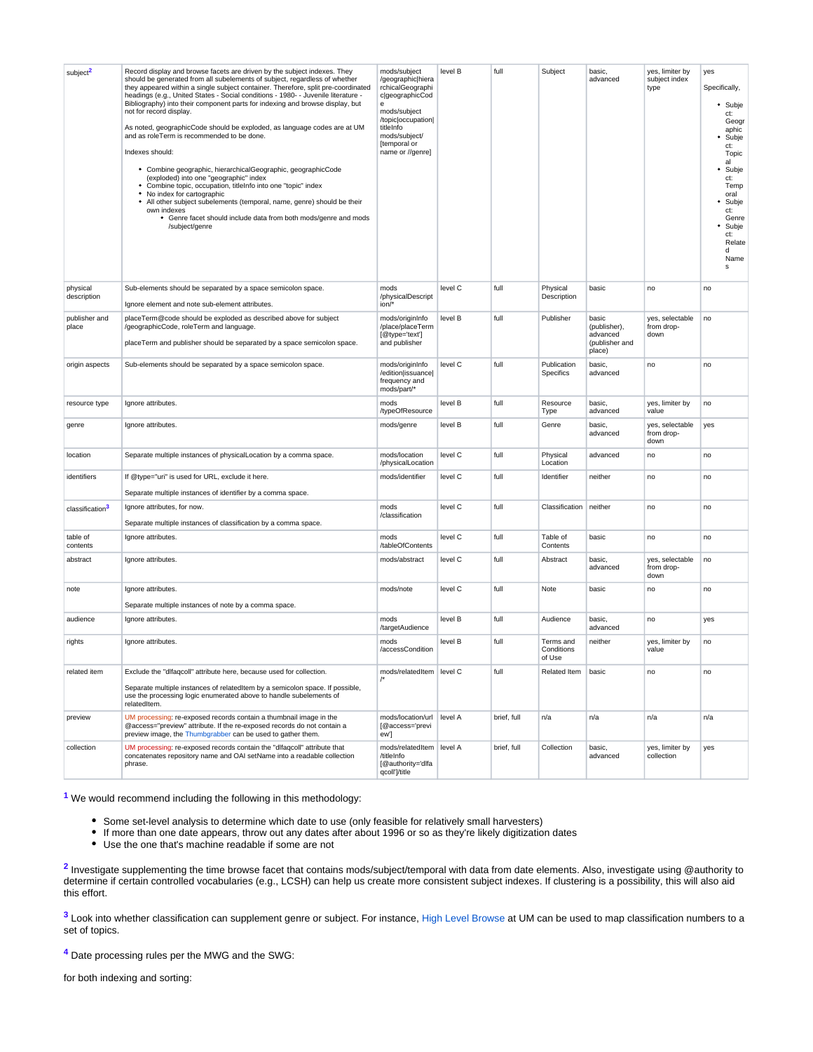| subject[2] | Record display and browse facets are driven by the subject indexes. They should be generated from all subelements of subject, regardless of whether they appeared within a single subject container. Therefore, split pre-coordinated headings (e.g., United States - Social conditions - 1980- - Juvenile literature - Bibliography) into their component parts for indexing and browse display, but not for record display.<br><br>As noted, geographicCode should be exploded, as language codes are at UM and as roleTerm is recommended to be done.<br><br>Indexes should:<br><br>• Combine geographic, hierarchicalGeographic, geographicCode (exploded) into one "geographic" index<br>• Combine topic, occupation, titleInfo into one "topic" index<br>• No index for cartographic<br>• All other subject subelements (temporal, name, genre) should be their own indexes<br>&nbsp;&nbsp;&nbsp;&nbsp;• Genre facet should include data from both mods/genre and mods /subject/genre | mods/subject /geographic\|hierarchicalGeographic\|geographicCode mods/subject /topic\|occupation\|titleInfo mods/subject/ [temporal or name or //genre] | level B | full | Subject | basic, advanced | yes, limiter by subject index type | yes<br><br>Specifically,<br><br>• Subject: Geographic<br>• Subject: Topical<br>• Subject: Temporal<br>• Subject: Genre<br>• Subject: Related Names |
|---|---|---|---|---|---|---|---|---|
| physical description | Sub-elements should be separated by a space semicolon space.<br><br>Ignore element and note sub-element attributes. | mods /physicalDescription/* | level C | full | Physical Description | basic | no | no |
| publisher and place | placeTerm@code should be exploded as described above for subject /geographicCode, roleTerm and language.<br><br>placeTerm and publisher should be separated by a space semicolon space. | mods/originInfo /place/placeTerm [@type='text'] and publisher | level B | full | Publisher | basic (publisher), advanced (publisher and place) | yes, selectable from drop-down | no |
| origin aspects | Sub-elements should be separated by a space semicolon space. | mods/originInfo /edition\|issuance\|frequency and mods/part/* | level C | full | Publication Specifics | basic, advanced | no | no |
| resource type | Ignore attributes. | mods /typeOfResource | level B | full | Resource Type | basic, advanced | yes, limiter by value | no |
| genre | Ignore attributes. | mods/genre | level B | full | Genre | basic, advanced | yes, selectable from drop-down | yes |
| location | Separate multiple instances of physicalLocation by a comma space. | mods/location /physicalLocation | level C | full | Physical Location | advanced | no | no |
| identifiers | If @type="uri" is used for URL, exclude it here.<br><br>Separate multiple instances of identifier by a comma space. | mods/identifier | level C | full | Identifier | neither | no | no |
| classification[3] | Ignore attributes, for now.<br><br>Separate multiple instances of classification by a comma space. | mods /classification | level C | full | Classification | neither | no | no |
| table of contents | Ignore attributes. | mods /tableOfContents | level C | full | Table of Contents | basic | no | no |
| abstract | Ignore attributes. | mods/abstract | level C | full | Abstract | basic, advanced | yes, selectable from drop-down | no |
| note | Ignore attributes.<br><br>Separate multiple instances of note by a comma space. | mods/note | level C | full | Note | basic | no | no |
| audience | Ignore attributes. | mods /targetAudience | level B | full | Audience | basic, advanced | no | yes |
| rights | Ignore attributes. | mods /accessCondition | level B | full | Terms and Conditions of Use | neither | yes, limiter by value | no |
| related item | Exclude the "dlfaqcoll" attribute here, because used for collection.<br><br>Separate multiple instances of relatedItem by a semicolon space. If possible, use the processing logic enumerated above to handle subelements of relatedItem. | mods/relatedItem /* | level C | full | Related Item | basic | no | no |
| preview | UM processing: re-exposed records contain a thumbnail image in the @access="preview" attribute. If the re-exposed records do not contain a preview image, the Thumbgrabber can be used to gather them. | mods/location/url [@access='preview'] | level A | brief, full | n/a | n/a | n/a | n/a |
| collection | UM processing: re-exposed records contain the "dlfaqcoll" attribute that concatenates repository name and OAI setName into a readable collection phrase. | mods/relatedItem /titleInfo [@authority='dlfaqcoll']/title | level A | brief, full | Collection | basic, advanced | yes, limiter by collection | yes |

[1] We would recommend including the following in this methodology:

- Some set-level analysis to determine which date to use (only feasible for relatively small harvesters)
- If more than one date appears, throw out any dates after about 1996 or so as they're likely digitization dates
- Use the one that's machine readable if some are not

[2] Investigate supplementing the time browse facet that contains mods/subject/temporal with data from date elements. Also, investigate using @authority to determine if certain controlled vocabularies (e.g., LCSH) can help us create more consistent subject indexes. If clustering is a possibility, this will also aid this effort.

[3] Look into whether classification can supplement genre or subject. For instance, High Level Browse at UM can be used to map classification numbers to a set of topics.

[4] Date processing rules per the MWG and the SWG:

for both indexing and sorting: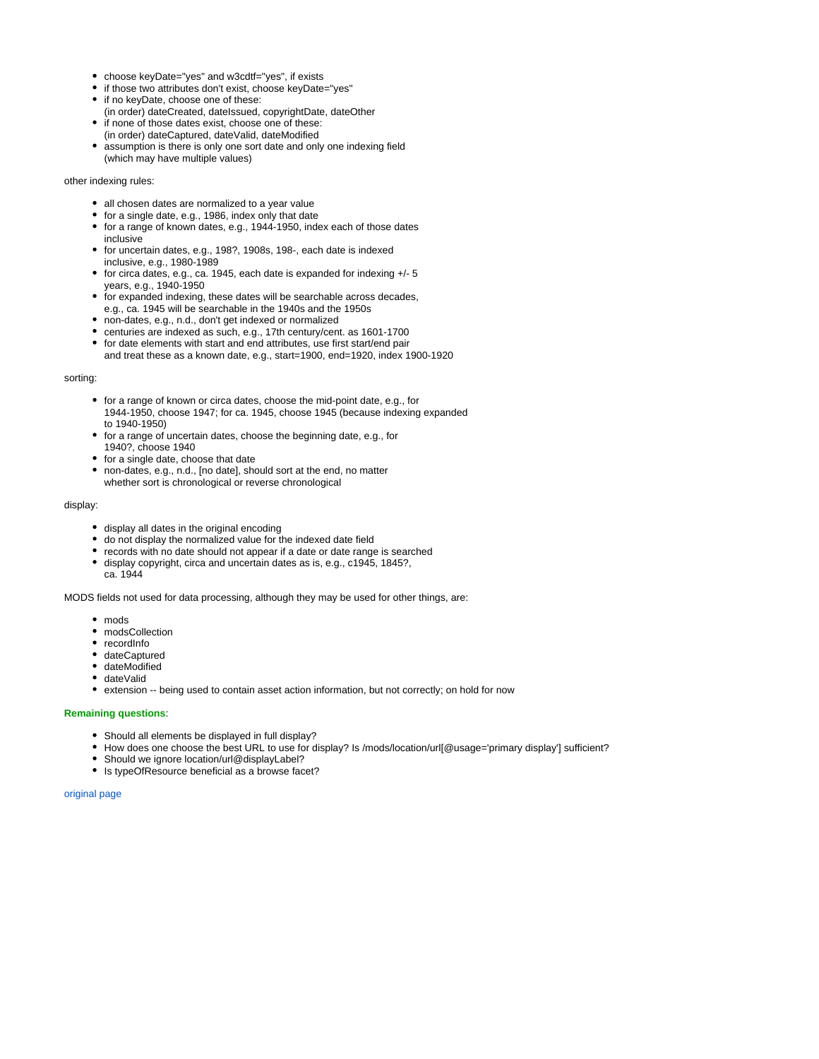- choose keyDate="yes" and w3cdtf="yes", if exists
- if those two attributes don't exist, choose keyDate="yes"
- if no keyDate, choose one of these:
  (in order) dateCreated, dateIssued, copyrightDate, dateOther
- if none of those dates exist, choose one of these:
  (in order) dateCaptured, dateValid, dateModified
- assumption is there is only one sort date and only one indexing field
  (which may have multiple values)

other indexing rules:

- all chosen dates are normalized to a year value
- for a single date, e.g., 1986, index only that date
- for a range of known dates, e.g., 1944-1950, index each of those dates
  inclusive
- for uncertain dates, e.g., 198?, 1908s, 198-, each date is indexed
  inclusive, e.g., 1980-1989
- for circa dates, e.g., ca. 1945, each date is expanded for indexing +/- 5
  years, e.g., 1940-1950
- for expanded indexing, these dates will be searchable across decades,
  e.g., ca. 1945 will be searchable in the 1940s and the 1950s
- non-dates, e.g., n.d., don't get indexed or normalized
- centuries are indexed as such, e.g., 17th century/cent. as 1601-1700
- for date elements with start and end attributes, use first start/end pair
  and treat these as a known date, e.g., start=1900, end=1920, index 1900-1920

sorting:

- for a range of known or circa dates, choose the mid-point date, e.g., for
  1944-1950, choose 1947; for ca. 1945, choose 1945 (because indexing expanded
  to 1940-1950)
- for a range of uncertain dates, choose the beginning date, e.g., for
  1940?, choose 1940
- for a single date, choose that date
- non-dates, e.g., n.d., [no date], should sort at the end, no matter
  whether sort is chronological or reverse chronological

display:

- display all dates in the original encoding
- do not display the normalized value for the indexed date field
- records with no date should not appear if a date or date range is searched
- display copyright, circa and uncertain dates as is, e.g., c1945, 1845?,
  ca. 1944

MODS fields not used for data processing, although they may be used for other things, are:

- mods
- modsCollection
- recordInfo
- dateCaptured
- dateModified
- dateValid
- extension -- being used to contain asset action information, but not correctly; on hold for now

**Remaining questions**:

- Should all elements be displayed in full display?
- How does one choose the best URL to use for display? Is /mods/location/url[@usage='primary display'] sufficient?
- Should we ignore location/url@displayLabel?
- Is typeOfResource beneficial as a browse facet?

original page